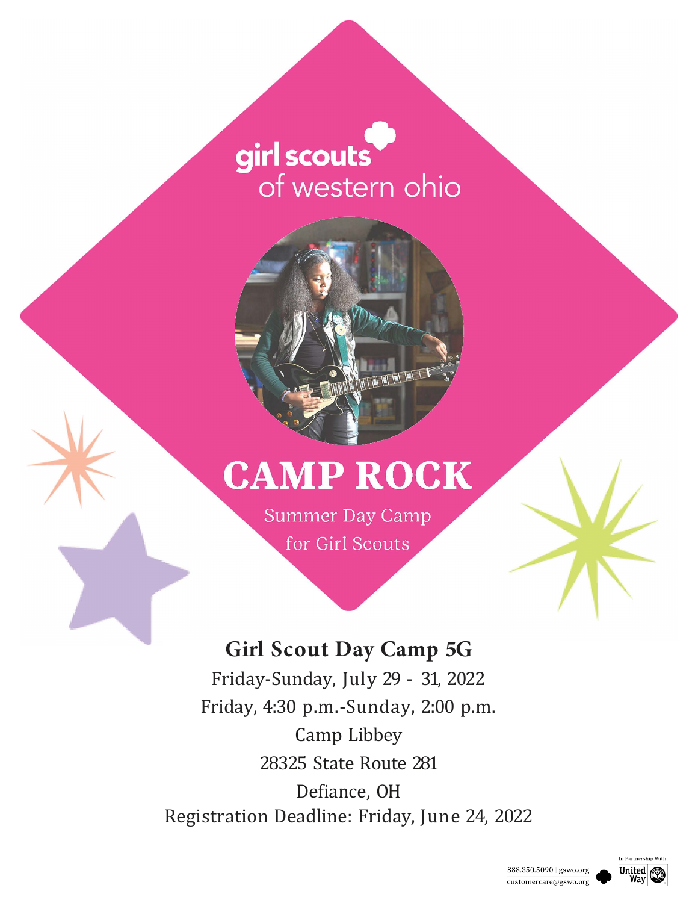girl scouts of western ohio

# CAMP ROCK

Summer Day Camp
for Girl Scouts

## Girl Scout Day Camp 5G

Friday-Sunday, July 29 - 31, 2022

Friday, 4:30 p.m.-Sunday, 2:00 p.m.

Camp Libbey

28325 State Route 281

Defiance, OH

Registration Deadline: Friday, June 24, 2022

888.350.5090 | gswo.org
customercare@gswo.org

In Partnership With: United Way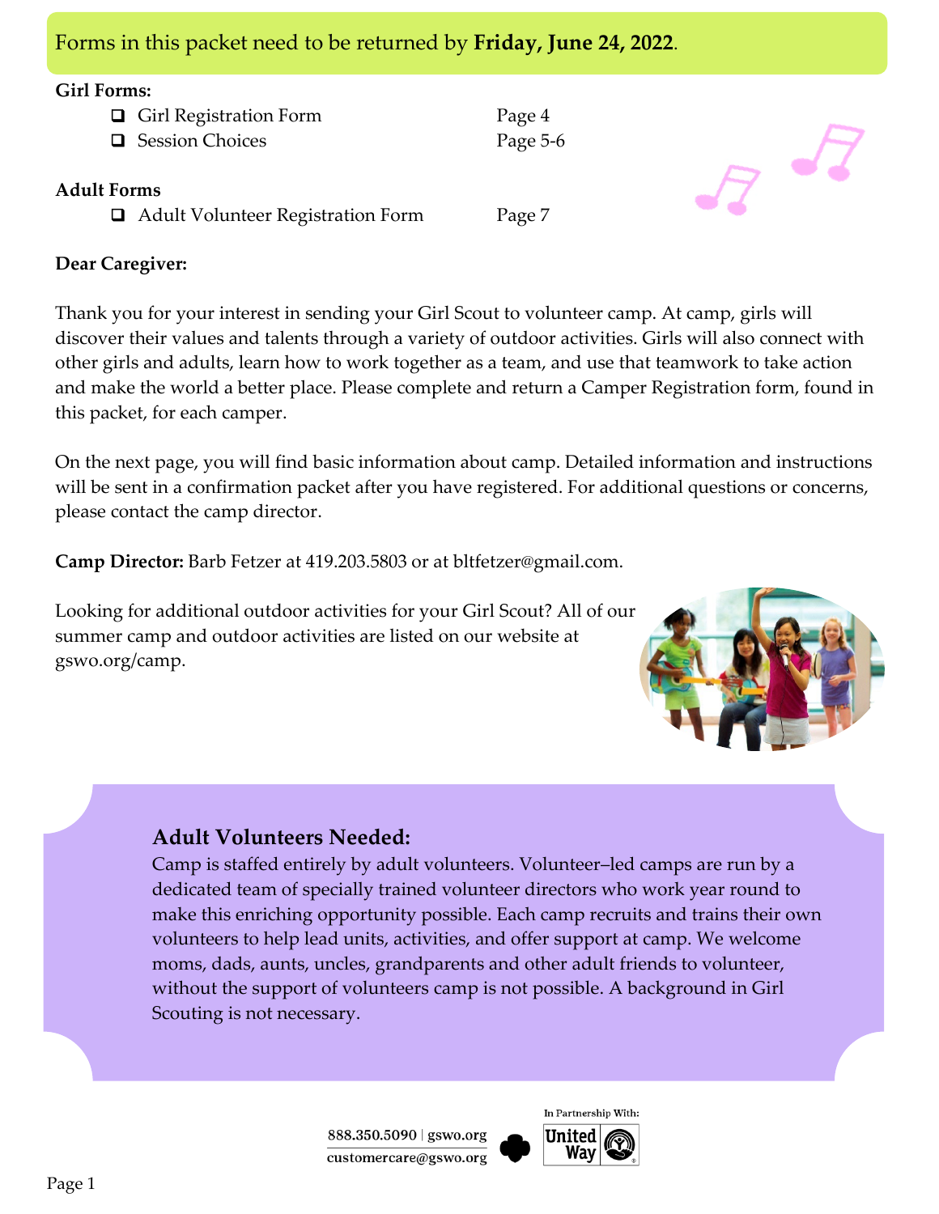Forms in this packet need to be returned by **Friday, June 24, 2022**.

**Girl Forms:**

- ❑ Girl Registration Form — Page 4
- ❑ Session Choices — Page 5-6

**Adult Forms**

- ❑ Adult Volunteer Registration Form — Page 7

**Dear Caregiver:**

Thank you for your interest in sending your Girl Scout to volunteer camp. At camp, girls will discover their values and talents through a variety of outdoor activities. Girls will also connect with other girls and adults, learn how to work together as a team, and use that teamwork to take action and make the world a better place. Please complete and return a Camper Registration form, found in this packet, for each camper.

On the next page, you will find basic information about camp. Detailed information and instructions will be sent in a confirmation packet after you have registered. For additional questions or concerns, please contact the camp director.

**Camp Director:** Barb Fetzer at 419.203.5803 or at bltfetzer@gmail.com.

Looking for additional outdoor activities for your Girl Scout? All of our summer camp and outdoor activities are listed on our website at gswo.org/camp.

## Adult Volunteers Needed:

Camp is staffed entirely by adult volunteers. Volunteer–led camps are run by a dedicated team of specially trained volunteer directors who work year round to make this enriching opportunity possible. Each camp recruits and trains their own volunteers to help lead units, activities, and offer support at camp. We welcome moms, dads, aunts, uncles, grandparents and other adult friends to volunteer, without the support of volunteers camp is not possible. A background in Girl Scouting is not necessary.

888.350.5090 | gswo.org
customercare@gswo.org

In Partnership With: United Way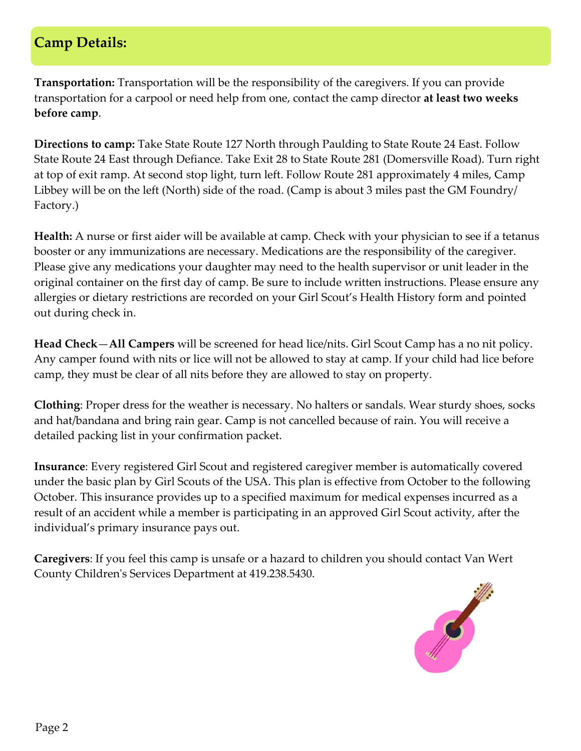## Camp Details:

**Transportation:** Transportation will be the responsibility of the caregivers. If you can provide transportation for a carpool or need help from one, contact the camp director **at least two weeks before camp**.

**Directions to camp:** Take State Route 127 North through Paulding to State Route 24 East. Follow State Route 24 East through Defiance. Take Exit 28 to State Route 281 (Domersville Road). Turn right at top of exit ramp. At second stop light, turn left. Follow Route 281 approximately 4 miles, Camp Libbey will be on the left (North) side of the road. (Camp is about 3 miles past the GM Foundry/ Factory.)

**Health:** A nurse or first aider will be available at camp. Check with your physician to see if a tetanus booster or any immunizations are necessary. Medications are the responsibility of the caregiver. Please give any medications your daughter may need to the health supervisor or unit leader in the original container on the first day of camp. Be sure to include written instructions. Please ensure any allergies or dietary restrictions are recorded on your Girl Scout's Health History form and pointed out during check in.

**Head Check—All Campers** will be screened for head lice/nits. Girl Scout Camp has a no nit policy. Any camper found with nits or lice will not be allowed to stay at camp. If your child had lice before camp, they must be clear of all nits before they are allowed to stay on property.

**Clothing**: Proper dress for the weather is necessary. No halters or sandals. Wear sturdy shoes, socks and hat/bandana and bring rain gear. Camp is not cancelled because of rain. You will receive a detailed packing list in your confirmation packet.

**Insurance**: Every registered Girl Scout and registered caregiver member is automatically covered under the basic plan by Girl Scouts of the USA. This plan is effective from October to the following October. This insurance provides up to a specified maximum for medical expenses incurred as a result of an accident while a member is participating in an approved Girl Scout activity, after the individual's primary insurance pays out.

**Caregivers**: If you feel this camp is unsafe or a hazard to children you should contact Van Wert County Children's Services Department at 419.238.5430.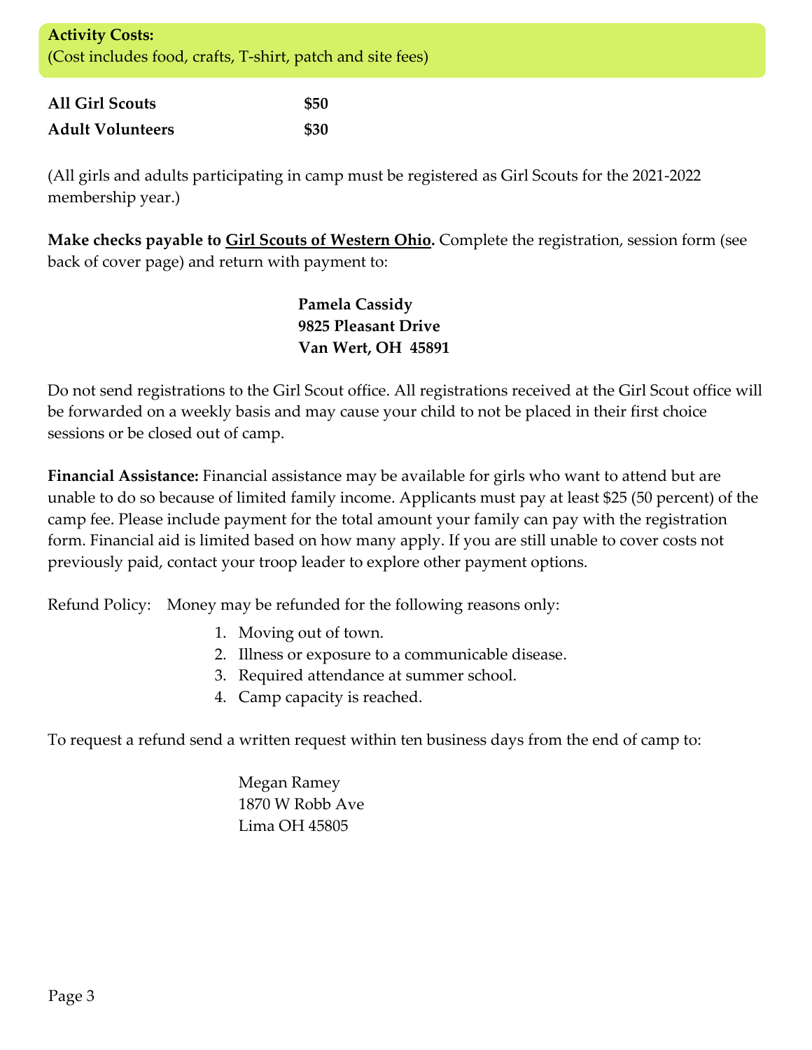**Activity Costs:**
(Cost includes food, crafts, T-shirt, patch and site fees)

| | |
|---|---|
| **All Girl Scouts** | **$50** |
| **Adult Volunteers** | **$30** |

(All girls and adults participating in camp must be registered as Girl Scouts for the 2021-2022 membership year.)

**Make checks payable to Girl Scouts of Western Ohio.** Complete the registration, session form (see back of cover page) and return with payment to:

**Pamela Cassidy**
**9825 Pleasant Drive**
**Van Wert, OH 45891**

Do not send registrations to the Girl Scout office. All registrations received at the Girl Scout office will be forwarded on a weekly basis and may cause your child to not be placed in their first choice sessions or be closed out of camp.

**Financial Assistance:** Financial assistance may be available for girls who want to attend but are unable to do so because of limited family income. Applicants must pay at least $25 (50 percent) of the camp fee. Please include payment for the total amount your family can pay with the registration form. Financial aid is limited based on how many apply. If you are still unable to cover costs not previously paid, contact your troop leader to explore other payment options.

Refund Policy: Money may be refunded for the following reasons only:

1. Moving out of town.
2. Illness or exposure to a communicable disease.
3. Required attendance at summer school.
4. Camp capacity is reached.

To request a refund send a written request within ten business days from the end of camp to:

Megan Ramey
1870 W Robb Ave
Lima OH 45805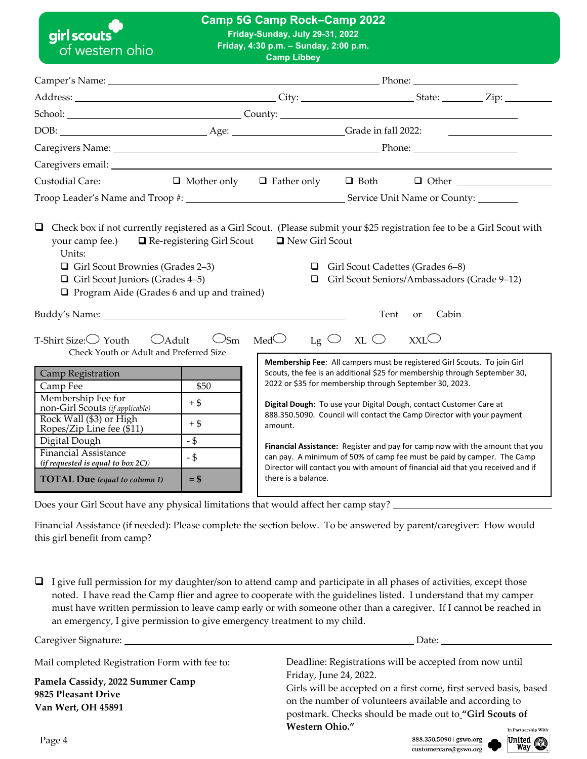girl scouts of western ohio

# Camp 5G Camp Rock–Camp 2022

**Friday-Sunday, July 29-31, 2022**
**Friday, 4:30 p.m. – Sunday, 2:00 p.m.**
**Camp Libbey**

Camper's Name: ______________________ Phone: ______________

Address: ______________________ City: ______________ State: ________ Zip: ________

School: ______________________ County: ______________________

DOB: ______________ Age: ______________ Grade in fall 2022: ______________

Caregivers Name: ______________________ Phone: ______________

Caregivers email: ______________________

Custodial Care: ❑ Mother only ❑ Father only ❑ Both ❑ Other ______________

Troop Leader's Name and Troop #: ______________________ Service Unit Name or County: ________

❑ Check box if not currently registered as a Girl Scout. (Please submit your $25 registration fee to be a Girl Scout with your camp fee.) ❑ Re-registering Girl Scout ❑ New Girl Scout

Units:

- ❑ Girl Scout Brownies (Grades 2–3)
- ❑ Girl Scout Juniors (Grades 4–5)
- ❑ Program Aide (Grades 6 and up and trained)
- ❑ Girl Scout Cadettes (Grades 6–8)
- ❑ Girl Scout Seniors/Ambassadors (Grade 9–12)

Buddy's Name: ______________________ Tent or Cabin

T-Shirt Size: ◯ Youth ◯ Adult ◯ Sm Med ◯ Lg ◯ XL ◯ XXL ◯
Check Youth or Adult and Preferred Size

| Camp Registration | |
|---|---|
| Camp Fee | $50 |
| Membership Fee for non-Girl Scouts *(if applicable)* | + $ |
| Rock Wall ($3) or High Ropes/Zip Line fee ($11) | + $ |
| Digital Dough | - $ |
| Financial Assistance *(if requested is equal to box 2C))* | - $ |
| **TOTAL Due** ***(equal to column 1)*** | **= $** |

**Membership Fee**: All campers must be registered Girl Scouts. To join Girl Scouts, the fee is an additional $25 for membership through September 30, 2022 or $35 for membership through September 30, 2023.

**Digital Dough**: To use your Digital Dough, contact Customer Care at 888.350.5090. Council will contact the Camp Director with your payment amount.

**Financial Assistance:** Register and pay for camp now with the amount that you can pay. A minimum of 50% of camp fee must be paid by camper. The Camp Director will contact you with amount of financial aid that you received and if there is a balance.

Does your Girl Scout have any physical limitations that would affect her camp stay? ______________________

Financial Assistance (if needed): Please complete the section below. To be answered by parent/caregiver: How would this girl benefit from camp?

❑ I give full permission for my daughter/son to attend camp and participate in all phases of activities, except those noted. I have read the Camp flier and agree to cooperate with the guidelines listed. I understand that my camper must have written permission to leave camp early or with someone other than a caregiver. If I cannot be reached in an emergency, I give permission to give emergency treatment to my child.

Caregiver Signature: ______________________ Date: ______________

Mail completed Registration Form with fee to:

**Pamela Cassidy, 2022 Summer Camp**
**9825 Pleasant Drive**
**Van Wert, OH 45891**

Deadline: Registrations will be accepted from now until Friday, June 24, 2022.
Girls will be accepted on a first come, first served basis, based on the number of volunteers available and according to postmark. Checks should be made out to **"Girl Scouts of Western Ohio."**

888.350.5090 | gswo.org
customercare@gswo.org

In Partnership With: United Way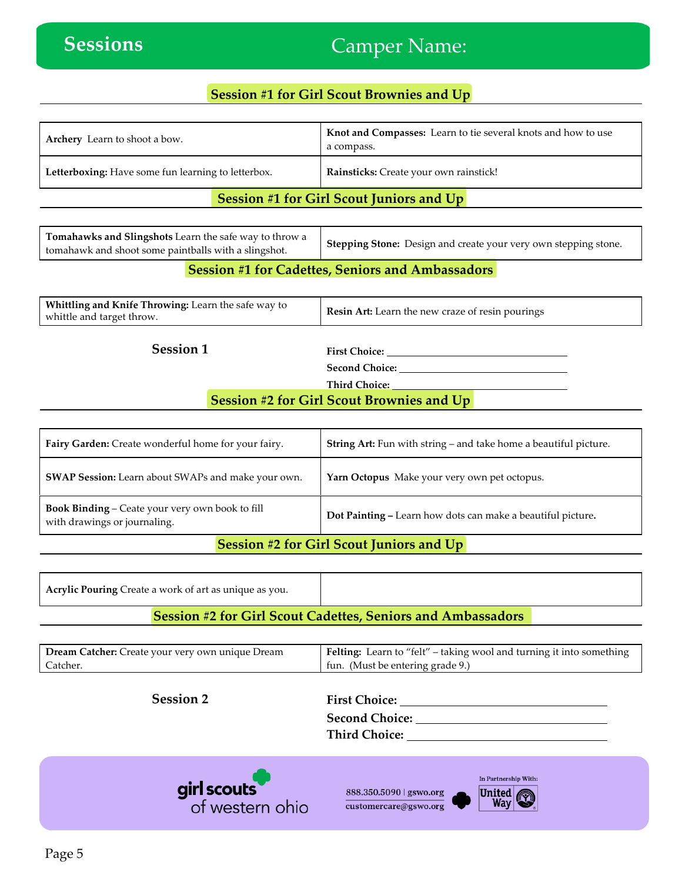## Sessions

Camper Name:

### Session #1 for Girl Scout Brownies and Up

| | |
|---|---|
| **Archery** Learn to shoot a bow. | **Knot and Compasses:** Learn to tie several knots and how to use a compass. |
| **Letterboxing:** Have some fun learning to letterbox. | **Rainsticks:** Create your own rainstick! |

### Session #1 for Girl Scout Juniors and Up

| | |
|---|---|
| **Tomahawks and Slingshots** Learn the safe way to throw a tomahawk and shoot some paintballs with a slingshot. | **Stepping Stone:** Design and create your very own stepping stone. |

### Session #1 for Cadettes, Seniors and Ambassadors

| | |
|---|---|
| **Whittling and Knife Throwing:** Learn the safe way to whittle and target throw. | **Resin Art:** Learn the new craze of resin pourings |

**Session 1**

**First Choice:** ______________________________

**Second Choice:** ______________________________

**Third Choice:** ______________________________

### Session #2 for Girl Scout Brownies and Up

| | |
|---|---|
| **Fairy Garden:** Create wonderful home for your fairy. | **String Art:** Fun with string – and take home a beautiful picture. |
| **SWAP Session:** Learn about SWAPs and make your own. | **Yarn Octopus** Make your very own pet octopus. |
| **Book Binding** – Ceate your very own book to fill with drawings or journaling. | **Dot Painting –** Learn how dots can make a beautiful picture. |

### Session #2 for Girl Scout Juniors and Up

| | |
|---|---|
| **Acrylic Pouring** Create a work of art as unique as you. | |

### Session #2 for Girl Scout Cadettes, Seniors and Ambassadors

| | |
|---|---|
| **Dream Catcher:** Create your very own unique Dream Catcher. | **Felting:** Learn to "felt" – taking wool and turning it into something fun. (Must be entering grade 9.) |

**Session 2**

**First Choice:** ______________________________

**Second Choice:** ______________________________

**Third Choice:** ______________________________

girl scouts of western ohio

888.350.5090 | gswo.org

customercare@gswo.org

In Partnership With: United Way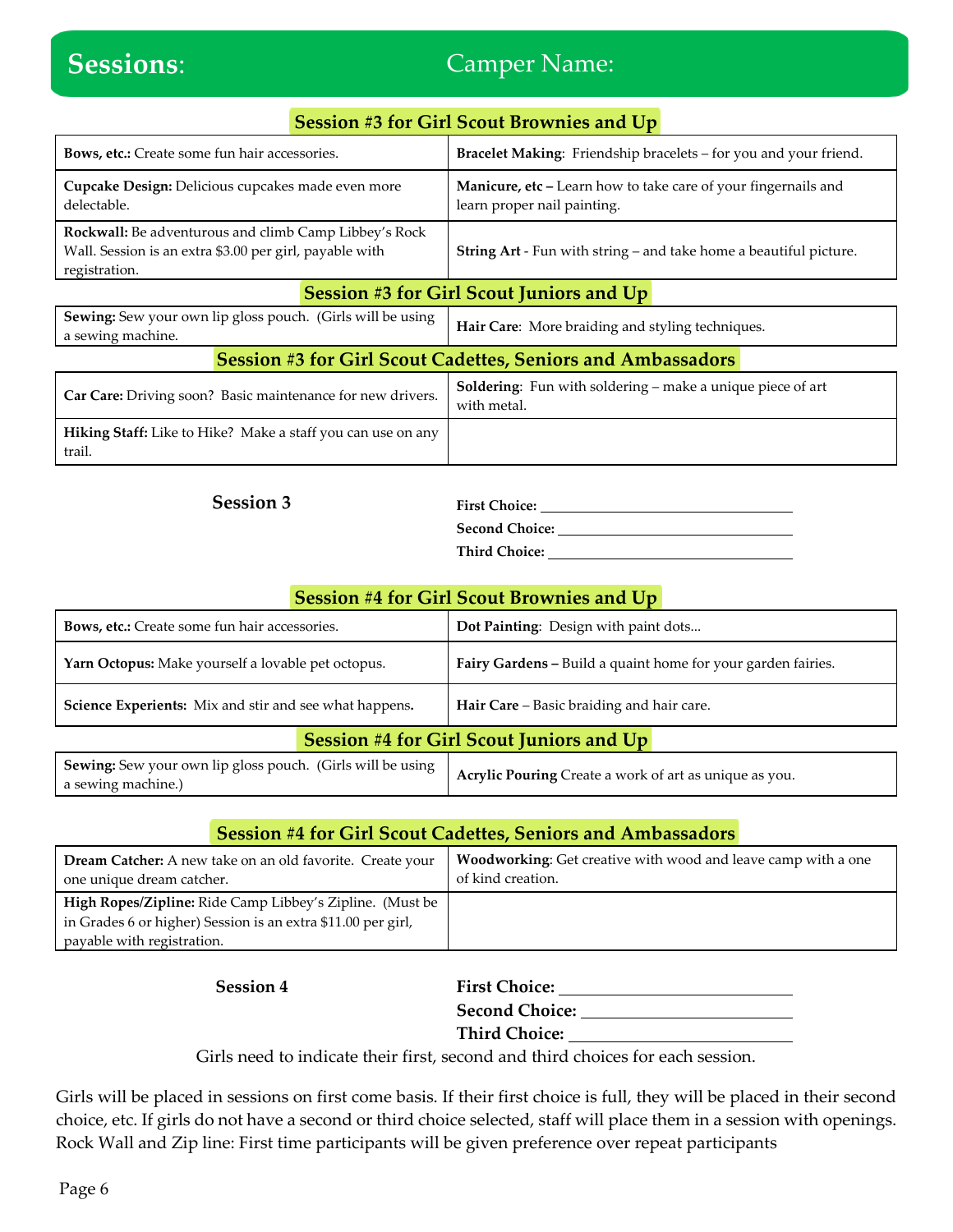# Sessions: Camper Name:

## Session #3 for Girl Scout Brownies and Up

| | |
|---|---|
| **Bows, etc.:** Create some fun hair accessories. | **Bracelet Making**: Friendship bracelets – for you and your friend. |
| **Cupcake Design:** Delicious cupcakes made even more delectable. | **Manicure, etc** – Learn how to take care of your fingernails and learn proper nail painting. |
| **Rockwall:** Be adventurous and climb Camp Libbey's Rock Wall. Session is an extra $3.00 per girl, payable with registration. | **String Art** - Fun with string – and take home a beautiful picture. |

## Session #3 for Girl Scout Juniors and Up

| | |
|---|---|
| **Sewing:** Sew your own lip gloss pouch. (Girls will be using a sewing machine. | **Hair Care**: More braiding and styling techniques. |

## Session #3 for Girl Scout Cadettes, Seniors and Ambassadors

| | |
|---|---|
| **Car Care:** Driving soon? Basic maintenance for new drivers. | **Soldering**: Fun with soldering – make a unique piece of art with metal. |
| **Hiking Staff:** Like to Hike? Make a staff you can use on any trail. | |

**Session 3**

**First Choice:** ____________________

**Second Choice:** ____________________

**Third Choice:** ____________________

## Session #4 for Girl Scout Brownies and Up

| | |
|---|---|
| **Bows, etc.:** Create some fun hair accessories. | **Dot Painting**: Design with paint dots... |
| **Yarn Octopus:** Make yourself a lovable pet octopus. | **Fairy Gardens** – Build a quaint home for your garden fairies. |
| **Science Experients:** Mix and stir and see what happens. | **Hair Care** – Basic braiding and hair care. |

## Session #4 for Girl Scout Juniors and Up

| | |
|---|---|
| **Sewing:** Sew your own lip gloss pouch. (Girls will be using a sewing machine.) | **Acrylic Pouring** Create a work of art as unique as you. |

## Session #4 for Girl Scout Cadettes, Seniors and Ambassadors

| | |
|---|---|
| **Dream Catcher:** A new take on an old favorite. Create your one unique dream catcher. | **Woodworking**: Get creative with wood and leave camp with a one of kind creation. |
| **High Ropes/Zipline:** Ride Camp Libbey's Zipline. (Must be in Grades 6 or higher) Session is an extra $11.00 per girl, payable with registration. | |

**Session 4**

**First Choice:** ____________________

**Second Choice:** ____________________

**Third Choice:** ____________________

Girls need to indicate their first, second and third choices for each session.

Girls will be placed in sessions on first come basis. If their first choice is full, they will be placed in their second choice, etc. If girls do not have a second or third choice selected, staff will place them in a session with openings. Rock Wall and Zip line: First time participants will be given preference over repeat participants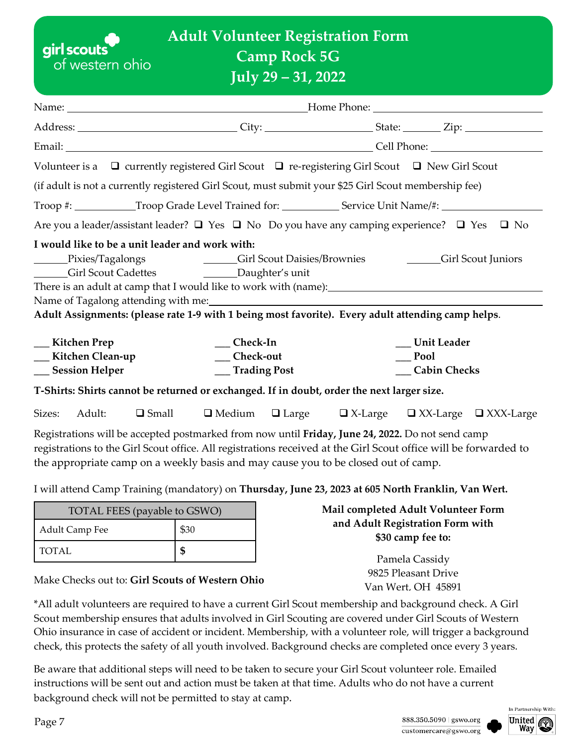# Adult Volunteer Registration Form
# Camp Rock 5G
# July 29 – 31, 2022

girl scouts of western ohio

Name: ______________________________ Home Phone: ______________________

Address: ______________________ City: ______________ State: _____ Zip: __________

Email: ________________________________________ Cell Phone: ________________

Volunteer is a ❑ currently registered Girl Scout ❑ re-registering Girl Scout ❑ New Girl Scout

(if adult is not a currently registered Girl Scout, must submit your $25 Girl Scout membership fee)

Troop #: ________Troop Grade Level Trained for: ________ Service Unit Name/#: ______________

Are you a leader/assistant leader? ❑ Yes ❑ No Do you have any camping experience? ❑ Yes ❑ No

**I would like to be a unit leader and work with:**

_____Pixies/Tagalongs _____Girl Scout Daisies/Brownies _____Girl Scout Juniors

_____Girl Scout Cadettes _____Daughter's unit

There is an adult at camp that I would like to work with (name):______________________________

Name of Tagalong attending with me:______________________________________________

**Adult Assignments: (please rate 1-9 with 1 being most favorite). Every adult attending camp helps**.

___ **Kitchen Prep** ___ **Check-In** ___ **Unit Leader**

___ **Kitchen Clean-up** ___ **Check-out** ___ **Pool**

___ **Session Helper** ___ **Trading Post** ___ **Cabin Checks**

**T-Shirts: Shirts cannot be returned or exchanged. If in doubt, order the next larger size.**

Sizes: Adult: ❑ Small ❑ Medium ❑ Large ❑ X-Large ❑ XX-Large ❑ XXX-Large

Registrations will be accepted postmarked from now until **Friday, June 24, 2022.** Do not send camp registrations to the Girl Scout office. All registrations received at the Girl Scout office will be forwarded to the appropriate camp on a weekly basis and may cause you to be closed out of camp.

I will attend Camp Training (mandatory) on **Thursday, June 23, 2023 at 605 North Franklin, Van Wert.**

| TOTAL FEES (payable to GSWO) | |
|---|---|
| Adult Camp Fee | $30 |
| TOTAL | $ |

Make Checks out to: **Girl Scouts of Western Ohio**

**Mail completed Adult Volunteer Form and Adult Registration Form with $30 camp fee to:**

Pamela Cassidy
9825 Pleasant Drive
Van Wert, OH 45891

*All adult volunteers are required to have a current Girl Scout membership and background check. A Girl Scout membership ensures that adults involved in Girl Scouting are covered under Girl Scouts of Western Ohio insurance in case of accident or incident. Membership, with a volunteer role, will trigger a background check, this protects the safety of all youth involved. Background checks are completed once every 3 years.

Be aware that additional steps will need to be taken to secure your Girl Scout volunteer role. Emailed instructions will be sent out and action must be taken at that time. Adults who do not have a current background check will not be permitted to stay at camp.

888.350.5090 | gswo.org
customercare@gswo.org

In Partnership With: United Way